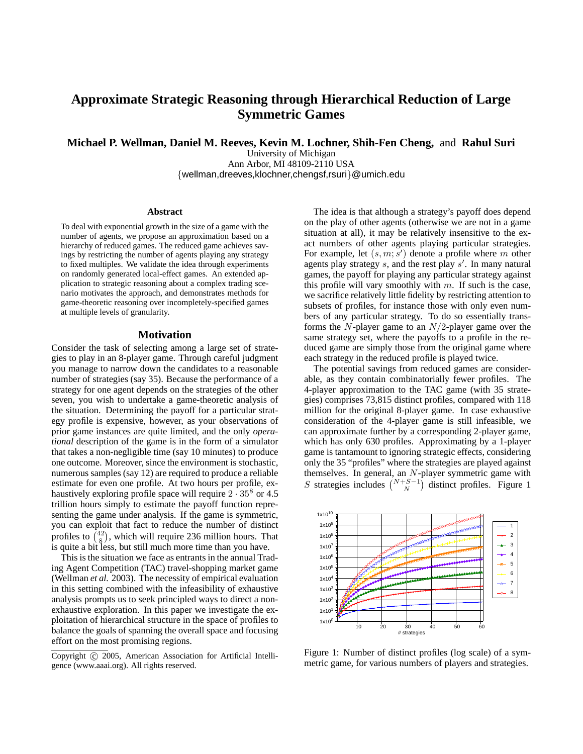# Approximate Strategic Reasoning through Hierarchical Reduction of Large Symmetric Games

**Michael P. Wellman, Daniel M. Reeves, Kevin M. Lochner, Shih-Fen Cheng,** and **Rahul Suri**

University of Michigan
Ann Arbor, MI 48109-2110 USA
{wellman,dreeves,klochner,chengsf,rsuri}@umich.edu

## Abstract

To deal with exponential growth in the size of a game with the number of agents, we propose an approximation based on a hierarchy of reduced games. The reduced game achieves savings by restricting the number of agents playing any strategy to fixed multiples. We validate the idea through experiments on randomly generated local-effect games. An extended application to strategic reasoning about a complex trading scenario motivates the approach, and demonstrates methods for game-theoretic reasoning over incompletely-specified games at multiple levels of granularity.

## Motivation

Consider the task of selecting among a large set of strategies to play in an 8-player game. Through careful judgment you manage to narrow down the candidates to a reasonable number of strategies (say 35). Because the performance of a strategy for one agent depends on the strategies of the other seven, you wish to undertake a game-theoretic analysis of the situation. Determining the payoff for a particular strategy profile is expensive, however, as your observations of prior game instances are quite limited, and the only *operational* description of the game is in the form of a simulator that takes a non-negligible time (say 10 minutes) to produce one outcome. Moreover, since the environment is stochastic, numerous samples (say 12) are required to produce a reliable estimate for even one profile. At two hours per profile, exhaustively exploring profile space will require $2 \cdot 35^8$ or 4.5 trillion hours simply to estimate the payoff function representing the game under analysis. If the game is symmetric, you can exploit that fact to reduce the number of distinct profiles to $\binom{42}{8}$, which will require 236 million hours. That is quite a bit less, but still much more time than you have.

This is the situation we face as entrants in the annual Trading Agent Competition (TAC) travel-shopping market game (Wellman *et al.* 2003). The necessity of empirical evaluation in this setting combined with the infeasibility of exhaustive analysis prompts us to seek principled ways to direct a non-exhaustive exploration. In this paper we investigate the exploitation of hierarchical structure in the space of profiles to balance the goals of spanning the overall space and focusing effort on the most promising regions.

The idea is that although a strategy's payoff does depend on the play of other agents (otherwise we are not in a game situation at all), it may be relatively insensitive to the exact numbers of other agents playing particular strategies. For example, let $(s, m; s')$ denote a profile where $m$ other agents play strategy $s$, and the rest play $s'$. In many natural games, the payoff for playing any particular strategy against this profile will vary smoothly with $m$. If such is the case, we sacrifice relatively little fidelity by restricting attention to subsets of profiles, for instance those with only even numbers of any particular strategy. To do so essentially transforms the $N$-player game to an $N/2$-player game over the same strategy set, where the payoffs to a profile in the reduced game are simply those from the original game where each strategy in the reduced profile is played twice.

The potential savings from reduced games are considerable, as they contain combinatorially fewer profiles. The 4-player approximation to the TAC game (with 35 strategies) comprises 73,815 distinct profiles, compared with 118 million for the original 8-player game. In case exhaustive consideration of the 4-player game is still infeasible, we can approximate further by a corresponding 2-player game, which has only 630 profiles. Approximating by a 1-player game is tantamount to ignoring strategic effects, considering only the 35 "profiles" where the strategies are played against themselves. In general, an $N$-player symmetric game with $S$ strategies includes $\binom{N+S-1}{N}$ distinct profiles. Figure 1

Figure 1: Number of distinct profiles (log scale) of a symmetric game, for various numbers of players and strategies.

Copyright © 2005, American Association for Artificial Intelligence (www.aaai.org). All rights reserved.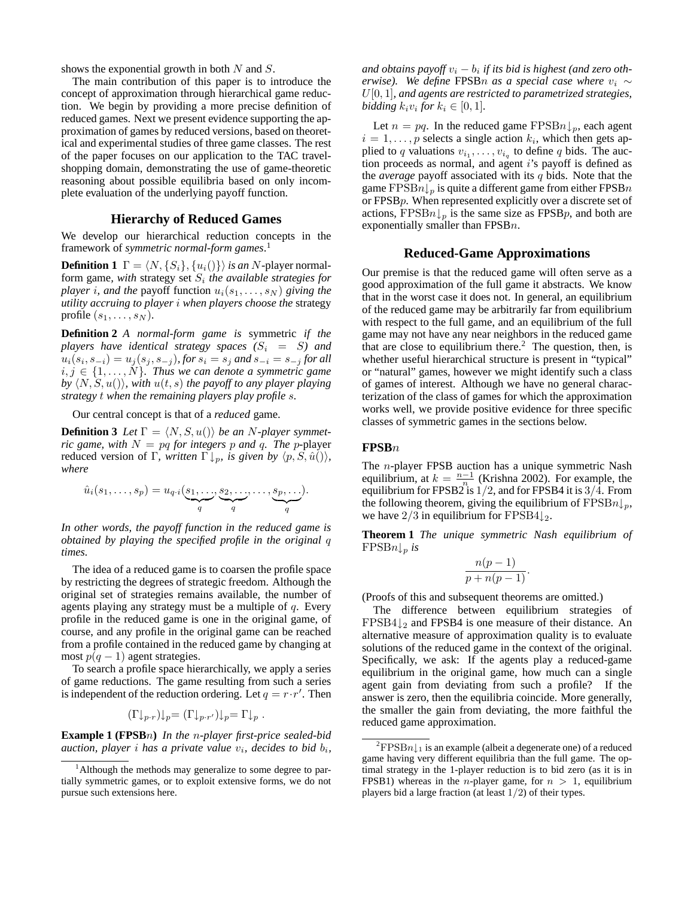shows the exponential growth in both $N$ and $S$.

The main contribution of this paper is to introduce the concept of approximation through hierarchical game reduction. We begin by providing a more precise definition of reduced games. Next we present evidence supporting the approximation of games by reduced versions, based on theoretical and experimental studies of three game classes. The rest of the paper focuses on our application to the TAC travel-shopping domain, demonstrating the use of game-theoretic reasoning about possible equilibria based on only incomplete evaluation of the underlying payoff function.

## Hierarchy of Reduced Games

We develop our hierarchical reduction concepts in the framework of *symmetric normal-form games*.[1]

**Definition 1** *$\Gamma = \langle N, \{S_i\}, \{u_i()\}\rangle$ is an $N$-player* normal-form game*, with* strategy set *$S_i$ the available strategies for player $i$, and the* payoff function *$u_i(s_1, \ldots, s_N)$ giving the utility accruing to player $i$ when players choose the* strategy profile *$(s_1, \ldots, s_N)$.*

**Definition 2** *A normal-form game is* symmetric *if the players have identical strategy spaces ($S_i = S$) and $u_i(s_i, s_{-i}) = u_j(s_j, s_{-j})$, for $s_i = s_j$ and $s_{-i} = s_{-j}$ for all $i, j \in \{1, \ldots, N\}$. Thus we can denote a symmetric game by $\langle N, S, u()\rangle$, with $u(t, s)$ the payoff to any player playing strategy $t$ when the remaining players play profile $s$.*

Our central concept is that of a *reduced* game.

**Definition 3** *Let $\Gamma = \langle N, S, u()\rangle$ be an $N$-player symmetric game, with $N = pq$ for integers $p$ and $q$. The $p$-player reduced version of $\Gamma$, written $\Gamma{\downarrow_p}$, is given by $\langle p, S, \hat{u}()\rangle$, where*

$$\hat{u}_i(s_1, \ldots, s_p) = u_{q \cdot i}(\underbrace{s_1, \ldots,}_{q} \underbrace{s_2, \ldots,}_{q} \ldots, \underbrace{s_p, \ldots}_{q}).$$

*In other words, the payoff function in the reduced game is obtained by playing the specified profile in the original $q$ times.*

The idea of a reduced game is to coarsen the profile space by restricting the degrees of strategic freedom. Although the original set of strategies remains available, the number of agents playing any strategy must be a multiple of $q$. Every profile in the reduced game is one in the original game, of course, and any profile in the original game can be reached from a profile contained in the reduced game by changing at most $p(q-1)$ agent strategies.

To search a profile space hierarchically, we apply a series of game reductions. The game resulting from such a series is independent of the reduction ordering. Let $q = r \cdot r'$. Then

$$(\Gamma{\downarrow_{p \cdot r}}){\downarrow_p} = (\Gamma{\downarrow_{p \cdot r'}}){\downarrow_p} = \Gamma{\downarrow_p} .$$

**Example 1 (FPSB$n$)** *In the $n$-player first-price sealed-bid auction, player $i$ has a private value $v_i$, decides to bid $b_i$, and obtains payoff $v_i - b_i$ if its bid is highest (and zero otherwise). We define* FPSB$n$ *as a special case where $v_i \sim U[0, 1]$, and agents are restricted to parametrized strategies, bidding $k_i v_i$ for $k_i \in [0, 1]$.*

Let $n = pq$. In the reduced game FPSB$n{\downarrow_p}$, each agent $i = 1, \ldots, p$ selects a single action $k_i$, which then gets applied to $q$ valuations $v_{i_1}, \ldots, v_{i_q}$ to define $q$ bids. The auction proceeds as normal, and agent $i$'s payoff is defined as the *average* payoff associated with its $q$ bids. Note that the game FPSB$n{\downarrow_p}$ is quite a different game from either FPSB$n$ or FPSB$p$. When represented explicitly over a discrete set of actions, FPSB$n{\downarrow_p}$ is the same size as FPSB$p$, and both are exponentially smaller than FPSB$n$.

## Reduced-Game Approximations

Our premise is that the reduced game will often serve as a good approximation of the full game it abstracts. We know that in the worst case it does not. In general, an equilibrium of the reduced game may be arbitrarily far from equilibrium with respect to the full game, and an equilibrium of the full game may not have any near neighbors in the reduced game that are close to equilibrium there.[2] The question, then, is whether useful hierarchical structure is present in "typical" or "natural" games, however we might identify such a class of games of interest. Although we have no general characterization of the class of games for which the approximation works well, we provide positive evidence for three specific classes of symmetric games in the sections below.

### FPSB$n$

The $n$-player FPSB auction has a unique symmetric Nash equilibrium, at $k = \frac{n-1}{n}$ (Krishna 2002). For example, the equilibrium for FPSB2 is $1/2$, and for FPSB4 it is $3/4$. From the following theorem, giving the equilibrium of FPSB$n{\downarrow_p}$, we have $2/3$ in equilibrium for FPSB4${\downarrow_2}$.

**Theorem 1** *The unique symmetric Nash equilibrium of FPSB$n{\downarrow_p}$ is*

$$\frac{n(p-1)}{p + n(p-1)}.$$

(Proofs of this and subsequent theorems are omitted.)

The difference between equilibrium strategies of FPSB4${\downarrow_2}$ and FPSB4 is one measure of their distance. An alternative measure of approximation quality is to evaluate solutions of the reduced game in the context of the original. Specifically, we ask: If the agents play a reduced-game equilibrium in the original game, how much can a single agent gain from deviating from such a profile? If the answer is zero, then the equilibria coincide. More generally, the smaller the gain from deviating, the more faithful the reduced game approximation.

---

[1] Although the methods may generalize to some degree to partially symmetric games, or to exploit extensive forms, we do not pursue such extensions here.

[2] FPSB$n{\downarrow_1}$ is an example (albeit a degenerate one) of a reduced game having very different equilibria than the full game. The optimal strategy in the 1-player reduction is to bid zero (as it is in FPSB1) whereas in the $n$-player game, for $n > 1$, equilibrium players bid a large fraction (at least $1/2$) of their types.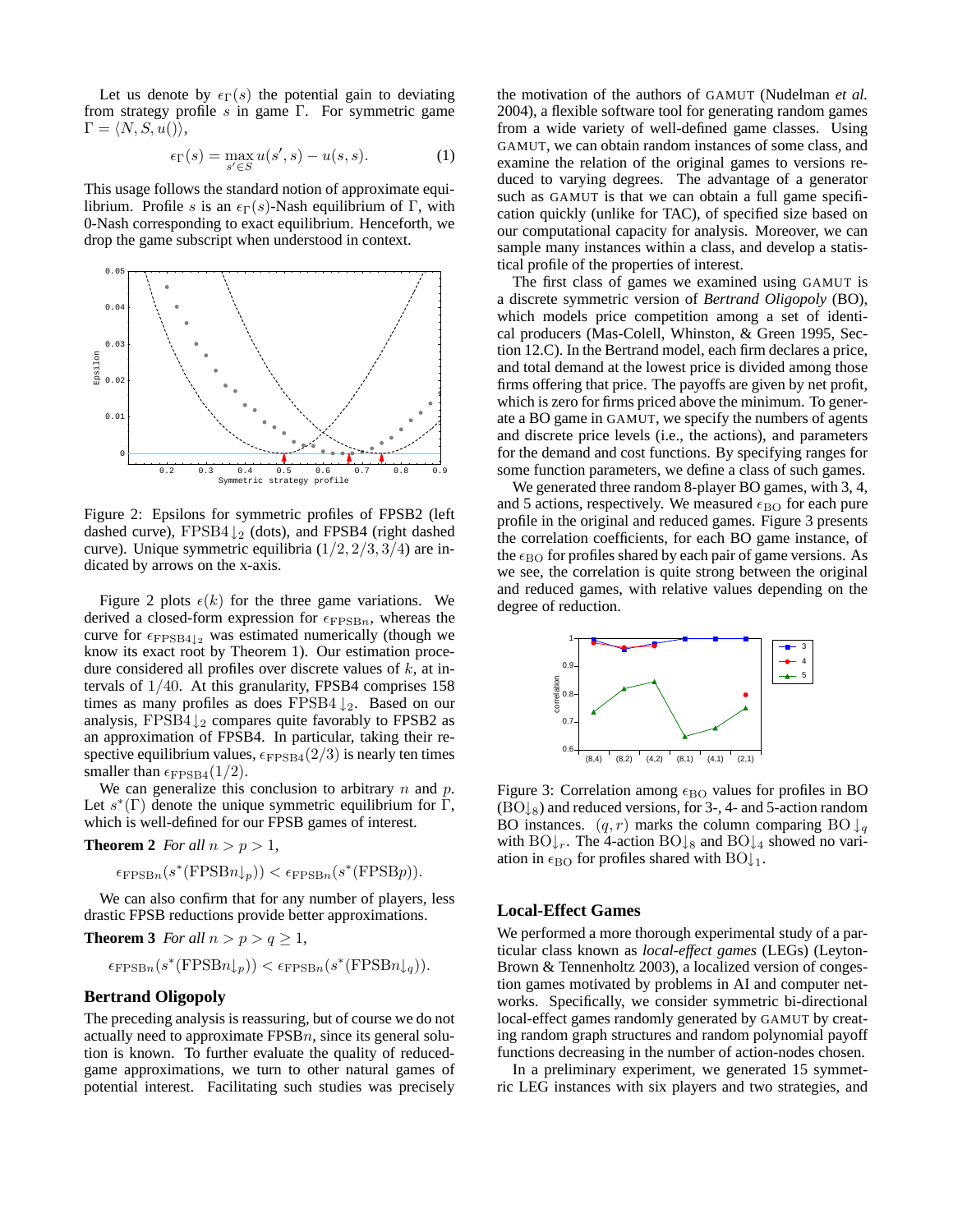Let us denote by $\epsilon_\Gamma(s)$ the potential gain to deviating from strategy profile $s$ in game $\Gamma$. For symmetric game $\Gamma = \langle N, S, u()\rangle$,

$$\epsilon_\Gamma(s) = \max_{s' \in S} u(s', s) - u(s, s). \tag{1}$$

This usage follows the standard notion of approximate equilibrium. Profile $s$ is an $\epsilon_\Gamma(s)$-Nash equilibrium of $\Gamma$, with 0-Nash corresponding to exact equilibrium. Henceforth, we drop the game subscript when understood in context.

Figure 2: Epsilons for symmetric profiles of FPSB2 (left dashed curve), FPSB4$\downarrow_2$ (dots), and FPSB4 (right dashed curve). Unique symmetric equilibria $(1/2, 2/3, 3/4)$ are indicated by arrows on the x-axis.

Figure 2 plots $\epsilon(k)$ for the three game variations. We derived a closed-form expression for $\epsilon_{\text{FPSB}n}$, whereas the curve for $\epsilon_{\text{FPSB4}\downarrow_2}$ was estimated numerically (though we know its exact root by Theorem 1). Our estimation procedure considered all profiles over discrete values of $k$, at intervals of $1/40$. At this granularity, FPSB4 comprises 158 times as many profiles as does FPSB4$\downarrow_2$. Based on our analysis, FPSB4$\downarrow_2$ compares quite favorably to FPSB2 as an approximation of FPSB4. In particular, taking their respective equilibrium values, $\epsilon_{\text{FPSB4}}(2/3)$ is nearly ten times smaller than $\epsilon_{\text{FPSB4}}(1/2)$.

We can generalize this conclusion to arbitrary $n$ and $p$. Let $s^*(\Gamma)$ denote the unique symmetric equilibrium for $\Gamma$, which is well-defined for our FPSB games of interest.

**Theorem 2** *For all* $n > p > 1$,

$$\epsilon_{\text{FPSB}n}(s^*(\text{FPSB}n\downarrow_p)) < \epsilon_{\text{FPSB}n}(s^*(\text{FPSB}p)).$$

We can also confirm that for any number of players, less drastic FPSB reductions provide better approximations.

**Theorem 3** *For all* $n > p > q \geq 1$,

$$\epsilon_{\text{FPSB}n}(s^*(\text{FPSB}n\downarrow_p)) < \epsilon_{\text{FPSB}n}(s^*(\text{FPSB}n\downarrow_q)).$$

## Bertrand Oligopoly

The preceding analysis is reassuring, but of course we do not actually need to approximate FPSB$n$, since its general solution is known. To further evaluate the quality of reduced-game approximations, we turn to other natural games of potential interest. Facilitating such studies was precisely the motivation of the authors of GAMUT (Nudelman *et al.* 2004), a flexible software tool for generating random games from a wide variety of well-defined game classes. Using GAMUT, we can obtain random instances of some class, and examine the relation of the original games to versions reduced to varying degrees. The advantage of a generator such as GAMUT is that we can obtain a full game specification quickly (unlike for TAC), of specified size based on our computational capacity for analysis. Moreover, we can sample many instances within a class, and develop a statistical profile of the properties of interest.

The first class of games we examined using GAMUT is a discrete symmetric version of *Bertrand Oligopoly* (BO), which models price competition among a set of identical producers (Mas-Colell, Whinston, & Green 1995, Section 12.C). In the Bertrand model, each firm declares a price, and total demand at the lowest price is divided among those firms offering that price. The payoffs are given by net profit, which is zero for firms priced above the minimum. To generate a BO game in GAMUT, we specify the numbers of agents and discrete price levels (i.e., the actions), and parameters for the demand and cost functions. By specifying ranges for some function parameters, we define a class of such games.

We generated three random 8-player BO games, with 3, 4, and 5 actions, respectively. We measured $\epsilon_{\text{BO}}$ for each pure profile in the original and reduced games. Figure 3 presents the correlation coefficients, for each BO game instance, of the $\epsilon_{\text{BO}}$ for profiles shared by each pair of game versions. As we see, the correlation is quite strong between the original and reduced games, with relative values depending on the degree of reduction.

Figure 3: Correlation among $\epsilon_{\text{BO}}$ values for profiles in BO (BO$\downarrow_8$) and reduced versions, for 3-, 4- and 5-action random BO instances. $(q, r)$ marks the column comparing BO$\downarrow_q$ with BO$\downarrow_r$. The 4-action BO$\downarrow_8$ and BO$\downarrow_4$ showed no variation in $\epsilon_{\text{BO}}$ for profiles shared with BO$\downarrow_1$.

## Local-Effect Games

We performed a more thorough experimental study of a particular class known as *local-effect games* (LEGs) (Leyton-Brown & Tennenholtz 2003), a localized version of congestion games motivated by problems in AI and computer networks. Specifically, we consider symmetric bi-directional local-effect games randomly generated by GAMUT by creating random graph structures and random polynomial payoff functions decreasing in the number of action-nodes chosen.

In a preliminary experiment, we generated 15 symmetric LEG instances with six players and two strategies, and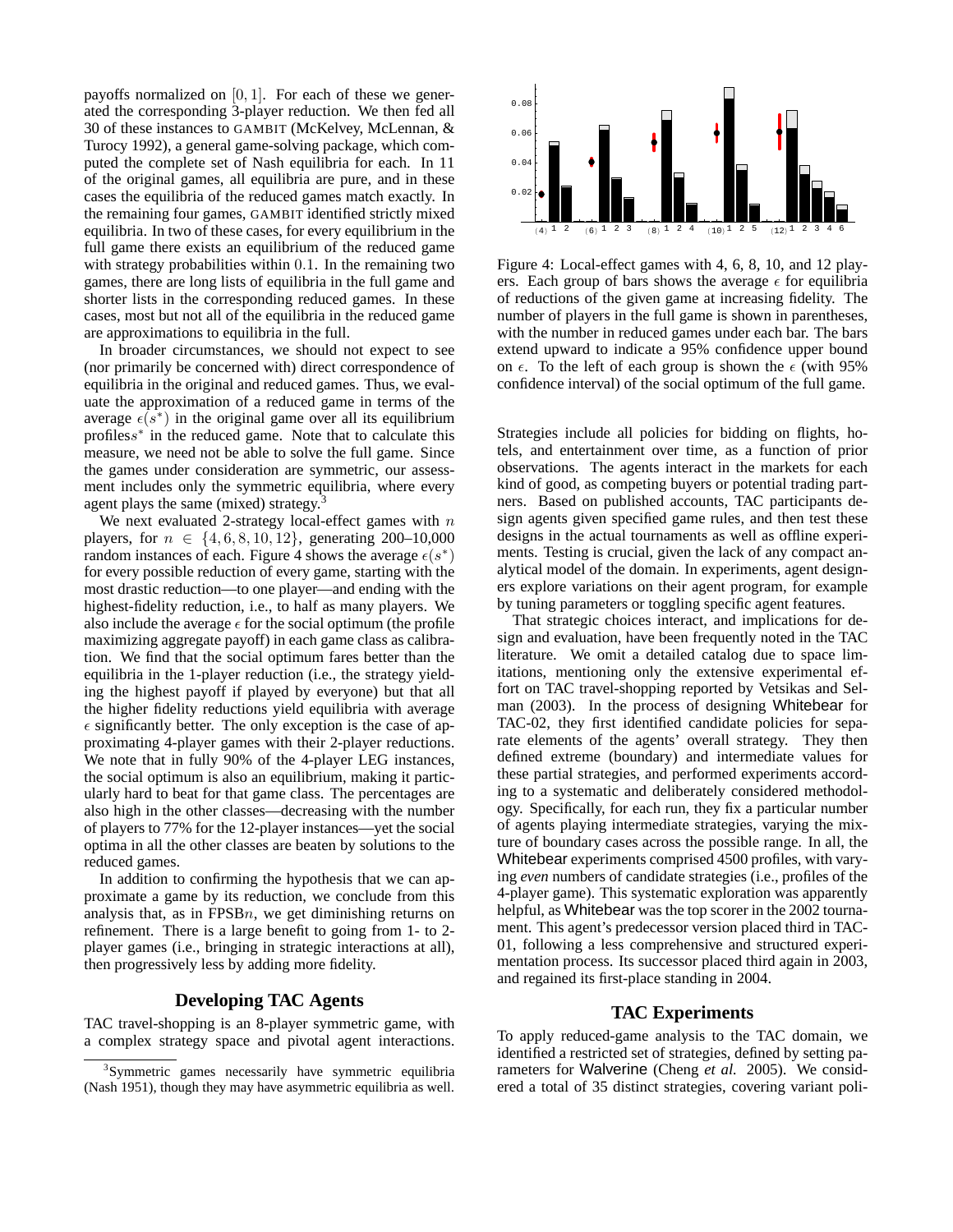payoffs normalized on $[0, 1]$. For each of these we generated the corresponding 3-player reduction. We then fed all 30 of these instances to GAMBIT (McKelvey, McLennan, & Turocy 1992), a general game-solving package, which computed the complete set of Nash equilibria for each. In 11 of the original games, all equilibria are pure, and in these cases the equilibria of the reduced games match exactly. In the remaining four games, GAMBIT identified strictly mixed equilibria. In two of these cases, for every equilibrium in the full game there exists an equilibrium of the reduced game with strategy probabilities within 0.1. In the remaining two games, there are long lists of equilibria in the full game and shorter lists in the corresponding reduced games. In these cases, most but not all of the equilibria in the reduced game are approximations to equilibria in the full.

In broader circumstances, we should not expect to see (nor primarily be concerned with) direct correspondence of equilibria in the original and reduced games. Thus, we evaluate the approximation of a reduced game in terms of the average $\epsilon(s^*)$ in the original game over all its equilibrium profiles $s^*$ in the reduced game. Note that to calculate this measure, we need not be able to solve the full game. Since the games under consideration are symmetric, our assessment includes only the symmetric equilibria, where every agent plays the same (mixed) strategy.[3]

We next evaluated 2-strategy local-effect games with $n$ players, for $n \in \{4, 6, 8, 10, 12\}$, generating 200–10,000 random instances of each. Figure 4 shows the average $\epsilon(s^*)$ for every possible reduction of every game, starting with the most drastic reduction—to one player—and ending with the highest-fidelity reduction, i.e., to half as many players. We also include the average $\epsilon$ for the social optimum (the profile maximizing aggregate payoff) in each game class as calibration. We find that the social optimum fares better than the equilibria in the 1-player reduction (i.e., the strategy yielding the highest payoff if played by everyone) but that all the higher fidelity reductions yield equilibria with average $\epsilon$ significantly better. The only exception is the case of approximating 4-player games with their 2-player reductions. We note that in fully 90% of the 4-player LEG instances, the social optimum is also an equilibrium, making it particularly hard to beat for that game class. The percentages are also high in the other classes—decreasing with the number of players to 77% for the 12-player instances—yet the social optima in all the other classes are beaten by solutions to the reduced games.

In addition to confirming the hypothesis that we can approximate a game by its reduction, we conclude from this analysis that, as in FPSB$n$, we get diminishing returns on refinement. There is a large benefit to going from 1- to 2-player games (i.e., bringing in strategic interactions at all), then progressively less by adding more fidelity.

Figure 4: Local-effect games with 4, 6, 8, 10, and 12 players. Each group of bars shows the average $\epsilon$ for equilibria of reductions of the given game at increasing fidelity. The number of players in the full game is shown in parentheses, with the number in reduced games under each bar. The bars extend upward to indicate a 95% confidence upper bound on $\epsilon$. To the left of each group is shown the $\epsilon$ (with 95% confidence interval) of the social optimum of the full game.

## Developing TAC Agents

TAC travel-shopping is an 8-player symmetric game, with a complex strategy space and pivotal agent interactions. Strategies include all policies for bidding on flights, hotels, and entertainment over time, as a function of prior observations. The agents interact in the markets for each kind of good, as competing buyers or potential trading partners. Based on published accounts, TAC participants design agents given specified game rules, and then test these designs in the actual tournaments as well as offline experiments. Testing is crucial, given the lack of any compact analytical model of the domain. In experiments, agent designers explore variations on their agent program, for example by tuning parameters or toggling specific agent features.

That strategic choices interact, and implications for design and evaluation, have been frequently noted in the TAC literature. We omit a detailed catalog due to space limitations, mentioning only the extensive experimental effort on TAC travel-shopping reported by Vetsikas and Selman (2003). In the process of designing Whitebear for TAC-02, they first identified candidate policies for separate elements of the agents' overall strategy. They then defined extreme (boundary) and intermediate values for these partial strategies, and performed experiments according to a systematic and deliberately considered methodology. Specifically, for each run, they fix a particular number of agents playing intermediate strategies, varying the mixture of boundary cases across the possible range. In all, the Whitebear experiments comprised 4500 profiles, with varying *even* numbers of candidate strategies (i.e., profiles of the 4-player game). This systematic exploration was apparently helpful, as Whitebear was the top scorer in the 2002 tournament. This agent's predecessor version placed third in TAC-01, following a less comprehensive and structured experimentation process. Its successor placed third again in 2003, and regained its first-place standing in 2004.

## TAC Experiments

To apply reduced-game analysis to the TAC domain, we identified a restricted set of strategies, defined by setting parameters for Walverine (Cheng *et al.* 2005). We considered a total of 35 distinct strategies, covering variant poli-

---

[3] Symmetric games necessarily have symmetric equilibria (Nash 1951), though they may have asymmetric equilibria as well.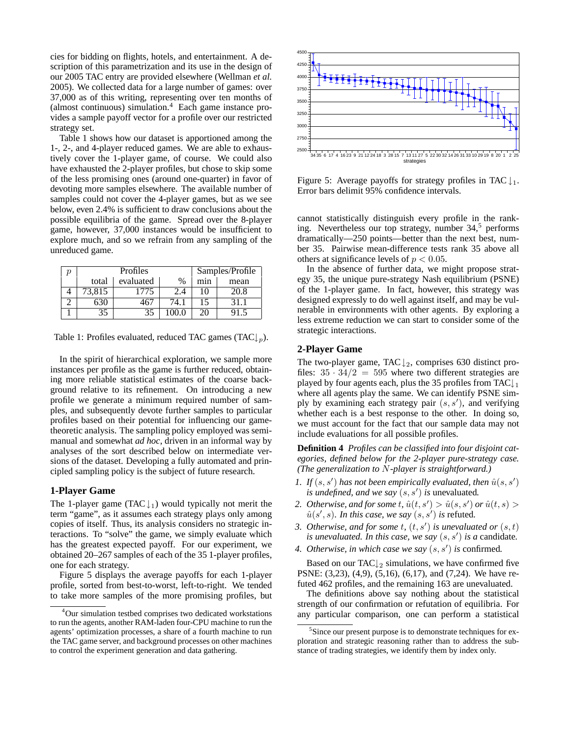cies for bidding on flights, hotels, and entertainment. A description of this parametrization and its use in the design of our 2005 TAC entry are provided elsewhere (Wellman *et al.* 2005). We collected data for a large number of games: over 37,000 as of this writing, representing over ten months of (almost continuous) simulation.[4] Each game instance provides a sample payoff vector for a profile over our restricted strategy set.

Table 1 shows how our dataset is apportioned among the 1-, 2-, and 4-player reduced games. We are able to exhaustively cover the 1-player game, of course. We could also have exhausted the 2-player profiles, but chose to skip some of the less promising ones (around one-quarter) in favor of devoting more samples elsewhere. The available number of samples could not cover the 4-player games, but as we see below, even 2.4% is sufficient to draw conclusions about the possible equilibria of the game. Spread over the 8-player game, however, 37,000 instances would be insufficient to explore much, and so we refrain from any sampling of the unreduced game.

| $p$ | Profiles | | | Samples/Profile | |
|---|---|---|---|---|---|
| | total | evaluated | % | min | mean |
| 4 | 73,815 | 1775 | 2.4 | 10 | 20.8 |
| 2 | 630 | 467 | 74.1 | 15 | 31.1 |
| 1 | 35 | 35 | 100.0 | 20 | 91.5 |

Table 1: Profiles evaluated, reduced TAC games ($\text{TAC}{\downarrow_p}$).

In the spirit of hierarchical exploration, we sample more instances per profile as the game is further reduced, obtaining more reliable statistical estimates of the coarse background relative to its refinement. On introducing a new profile we generate a minimum required number of samples, and subsequently devote further samples to particular profiles based on their potential for influencing our game-theoretic analysis. The sampling policy employed was semi-manual and somewhat *ad hoc*, driven in an informal way by analyses of the sort described below on intermediate versions of the dataset. Developing a fully automated and principled sampling policy is the subject of future research.

### 1-Player Game

The 1-player game ($\text{TAC}{\downarrow_1}$) would typically not merit the term "game", as it assumes each strategy plays only among copies of itself. Thus, its analysis considers no strategic interactions. To "solve" the game, we simply evaluate which has the greatest expected payoff. For our experiment, we obtained 20–267 samples of each of the 35 1-player profiles, one for each strategy.

Figure 5 displays the average payoffs for each 1-player profile, sorted from best-to-worst, left-to-right. We tended to take more samples of the more promising profiles, but cannot statistically distinguish every profile in the ranking. Nevertheless our top strategy, number 34,[5] performs dramatically—250 points—better than the next best, number 35. Pairwise mean-difference tests rank 35 above all others at significance levels of $p < 0.05$.

Figure 5: Average payoffs for strategy profiles in $\text{TAC}{\downarrow_1}$. Error bars delimit 95% confidence intervals.

In the absence of further data, we might propose strategy 35, the unique pure-strategy Nash equilibrium (PSNE) of the 1-player game. In fact, however, this strategy was designed expressly to do well against itself, and may be vulnerable in environments with other agents. By exploring a less extreme reduction we can start to consider some of the strategic interactions.

### 2-Player Game

The two-player game, $\text{TAC}{\downarrow_2}$, comprises 630 distinct profiles: $35 \cdot 34/2 = 595$ where two different strategies are played by four agents each, plus the 35 profiles from $\text{TAC}{\downarrow_1}$ where all agents play the same. We can identify PSNE simply by examining each strategy pair $(s, s')$, and verifying whether each is a best response to the other. In doing so, we must account for the fact that our sample data may not include evaluations for all possible profiles.

**Definition 4** *Profiles can be classified into four disjoint categories, defined below for the 2-player pure-strategy case. (The generalization to $N$-player is straightforward.)*

1. *If $(s, s')$ has not been empirically evaluated, then $\hat{u}(s, s')$ is undefined, and we say $(s, s')$ is* unevaluated*.*
2. *Otherwise, and for some $t$, $\hat{u}(t, s') > \hat{u}(s, s')$ or $\hat{u}(t, s) > \hat{u}(s', s)$. In this case, we say $(s, s')$ is* refuted*.*
3. *Otherwise, and for some $t$, $(t, s')$ is unevaluated or $(s, t)$ is unevaluated. In this case, we say $(s, s')$ is a* candidate*.*
4. *Otherwise, in which case we say $(s, s')$ is* confirmed*.*

Based on our $\text{TAC}{\downarrow_2}$ simulations, we have confirmed five PSNE: (3,23), (4,9), (5,16), (6,17), and (7,24). We have refuted 462 profiles, and the remaining 163 are unevaluated.

The definitions above say nothing about the statistical strength of our confirmation or refutation of equilibria. For any particular comparison, one can perform a statistical

---

[4] Our simulation testbed comprises two dedicated workstations to run the agents, another RAM-laden four-CPU machine to run the agents' optimization processes, a share of a fourth machine to run the TAC game server, and background processes on other machines to control the experiment generation and data gathering.

[5] Since our present purpose is to demonstrate techniques for exploration and strategic reasoning rather than to address the substance of trading strategies, we identify them by index only.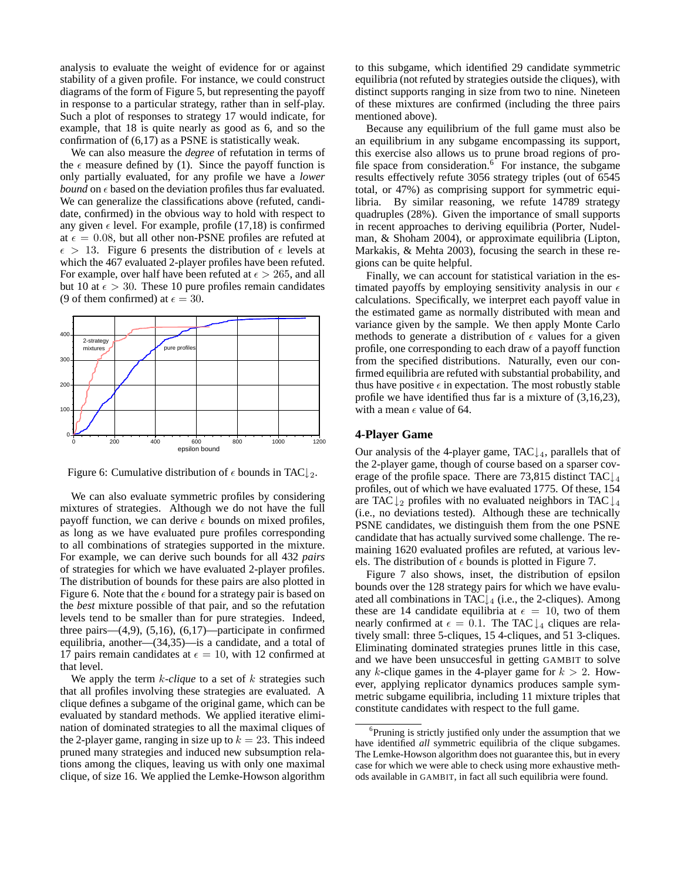analysis to evaluate the weight of evidence for or against stability of a given profile. For instance, we could construct diagrams of the form of Figure 5, but representing the payoff in response to a particular strategy, rather than in self-play. Such a plot of responses to strategy 17 would indicate, for example, that 18 is quite nearly as good as 6, and so the confirmation of (6,17) as a PSNE is statistically weak.

We can also measure the *degree* of refutation in terms of the $\epsilon$ measure defined by (1). Since the payoff function is only partially evaluated, for any profile we have a *lower bound* on $\epsilon$ based on the deviation profiles thus far evaluated. We can generalize the classifications above (refuted, candidate, confirmed) in the obvious way to hold with respect to any given $\epsilon$ level. For example, profile (17,18) is confirmed at $\epsilon = 0.08$, but all other non-PSNE profiles are refuted at $\epsilon > 13$. Figure 6 presents the distribution of $\epsilon$ levels at which the 467 evaluated 2-player profiles have been refuted. For example, over half have been refuted at $\epsilon > 265$, and all but 10 at $\epsilon > 30$. These 10 pure profiles remain candidates (9 of them confirmed) at $\epsilon = 30$.

Figure 6: Cumulative distribution of $\epsilon$ bounds in $\text{TAC}\!\downarrow_2$.

We can also evaluate symmetric profiles by considering mixtures of strategies. Although we do not have the full payoff function, we can derive $\epsilon$ bounds on mixed profiles, as long as we have evaluated pure profiles corresponding to all combinations of strategies supported in the mixture. For example, we can derive such bounds for all 432 *pairs* of strategies for which we have evaluated 2-player profiles. The distribution of bounds for these pairs are also plotted in Figure 6. Note that the $\epsilon$ bound for a strategy pair is based on the *best* mixture possible of that pair, and so the refutation levels tend to be smaller than for pure strategies. Indeed, three pairs—(4,9), (5,16), (6,17)—participate in confirmed equilibria, another—(34,35)—is a candidate, and a total of 17 pairs remain candidates at $\epsilon = 10$, with 12 confirmed at that level.

We apply the term $k$-*clique* to a set of $k$ strategies such that all profiles involving these strategies are evaluated. A clique defines a subgame of the original game, which can be evaluated by standard methods. We applied iterative elimination of dominated strategies to all the maximal cliques of the 2-player game, ranging in size up to $k = 23$. This indeed pruned many strategies and induced new subsumption relations among the cliques, leaving us with only one maximal clique, of size 16. We applied the Lemke-Howson algorithm to this subgame, which identified 29 candidate symmetric equilibria (not refuted by strategies outside the cliques), with distinct supports ranging in size from two to nine. Nineteen of these mixtures are confirmed (including the three pairs mentioned above).

Because any equilibrium of the full game must also be an equilibrium in any subgame encompassing its support, this exercise also allows us to prune broad regions of profile space from consideration.[6] For instance, the subgame results effectively refute 3056 strategy triples (out of 6545 total, or 47%) as comprising support for symmetric equilibria. By similar reasoning, we refute 14789 strategy quadruples (28%). Given the importance of small supports in recent approaches to deriving equilibria (Porter, Nudelman, & Shoham 2004), or approximate equilibria (Lipton, Markakis, & Mehta 2003), focusing the search in these regions can be quite helpful.

Finally, we can account for statistical variation in the estimated payoffs by employing sensitivity analysis in our $\epsilon$ calculations. Specifically, we interpret each payoff value in the estimated game as normally distributed with mean and variance given by the sample. We then apply Monte Carlo methods to generate a distribution of $\epsilon$ values for a given profile, one corresponding to each draw of a payoff function from the specified distributions. Naturally, even our confirmed equilibria are refuted with substantial probability, and thus have positive $\epsilon$ in expectation. The most robustly stable profile we have identified thus far is a mixture of (3,16,23), with a mean $\epsilon$ value of 64.

## 4-Player Game

Our analysis of the 4-player game, $\text{TAC}\!\downarrow_4$, parallels that of the 2-player game, though of course based on a sparser coverage of the profile space. There are 73,815 distinct $\text{TAC}\!\downarrow_4$ profiles, out of which we have evaluated 1775. Of these, 154 are $\text{TAC}\!\downarrow_2$ profiles with no evaluated neighbors in $\text{TAC}\!\downarrow_4$ (i.e., no deviations tested). Although these are technically PSNE candidates, we distinguish them from the one PSNE candidate that has actually survived some challenge. The remaining 1620 evaluated profiles are refuted, at various levels. The distribution of $\epsilon$ bounds is plotted in Figure 7.

Figure 7 also shows, inset, the distribution of epsilon bounds over the 128 strategy pairs for which we have evaluated all combinations in $\text{TAC}\!\downarrow_4$ (i.e., the 2-cliques). Among these are 14 candidate equilibria at $\epsilon = 10$, two of them nearly confirmed at $\epsilon = 0.1$. The $\text{TAC}\!\downarrow_4$ cliques are relatively small: three 5-cliques, 15 4-cliques, and 51 3-cliques. Eliminating dominated strategies prunes little in this case, and we have been unsuccessful in getting GAMBIT to solve any $k$-clique games in the 4-player game for $k > 2$. However, applying replicator dynamics produces sample symmetric subgame equilibria, including 11 mixture triples that constitute candidates with respect to the full game.

[6] Pruning is strictly justified only under the assumption that we have identified *all* symmetric equilibria of the clique subgames. The Lemke-Howson algorithm does not guarantee this, but in every case for which we were able to check using more exhaustive methods available in GAMBIT, in fact all such equilibria were found.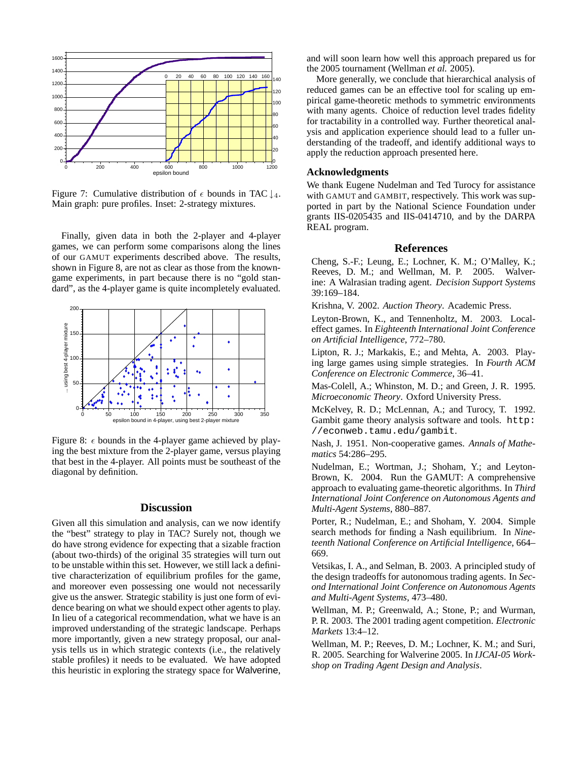1600
1400
1200
1000
800
600
400
200
0
0 200 400 600 800 1000 1200
epsilon bound

0 20 40 60 80 100 120 140 160
140
120
100
80
60
40
20
0

Figure 7: Cumulative distribution of $\epsilon$ bounds in TAC$\downarrow_4$. Main graph: pure profiles. Inset: 2-strategy mixtures.

Finally, given data in both the 2-player and 4-player games, we can perform some comparisons along the lines of our GAMUT experiments described above. The results, shown in Figure 8, are not as clear as those from the known-game experiments, in part because there is no "gold standard", as the 4-player game is quite incompletely evaluated.

200
150
100
50
0
... using best 4-player mixture
0 50 100 150 200 250 300 350
epsilon bound in 4-player, using best 2-player mixture

Figure 8: $\epsilon$ bounds in the 4-player game achieved by playing the best mixture from the 2-player game, versus playing that best in the 4-player. All points must be southeast of the diagonal by definition.

## Discussion

Given all this simulation and analysis, can we now identify the "best" strategy to play in TAC? Surely not, though we do have strong evidence for expecting that a sizable fraction (about two-thirds) of the original 35 strategies will turn out to be unstable within this set. However, we still lack a definitive characterization of equilibrium profiles for the game, and moreover even possessing one would not necessarily give us the answer. Strategic stability is just one form of evidence bearing on what we should expect other agents to play. In lieu of a categorical recommendation, what we have is an improved understanding of the strategic landscape. Perhaps more importantly, given a new strategy proposal, our analysis tells us in which strategic contexts (i.e., the relatively stable profiles) it needs to be evaluated. We have adopted this heuristic in exploring the strategy space for Walverine, and will soon learn how well this approach prepared us for the 2005 tournament (Wellman *et al.* 2005).

More generally, we conclude that hierarchical analysis of reduced games can be an effective tool for scaling up empirical game-theoretic methods to symmetric environments with many agents. Choice of reduction level trades fidelity for tractability in a controlled way. Further theoretical analysis and application experience should lead to a fuller understanding of the tradeoff, and identify additional ways to apply the reduction approach presented here.

## Acknowledgments

We thank Eugene Nudelman and Ted Turocy for assistance with GAMUT and GAMBIT, respectively. This work was supported in part by the National Science Foundation under grants IIS-0205435 and IIS-0414710, and by the DARPA REAL program.

## References

Cheng, S.-F.; Leung, E.; Lochner, K. M.; O'Malley, K.; Reeves, D. M.; and Wellman, M. P. 2005. Walverine: A Walrasian trading agent. *Decision Support Systems* 39:169–184.

Krishna, V. 2002. *Auction Theory*. Academic Press.

Leyton-Brown, K., and Tennenholtz, M. 2003. Local-effect games. In *Eighteenth International Joint Conference on Artificial Intelligence*, 772–780.

Lipton, R. J.; Markakis, E.; and Mehta, A. 2003. Playing large games using simple strategies. In *Fourth ACM Conference on Electronic Commerce*, 36–41.

Mas-Colell, A.; Whinston, M. D.; and Green, J. R. 1995. *Microeconomic Theory*. Oxford University Press.

McKelvey, R. D.; McLennan, A.; and Turocy, T. 1992. Gambit game theory analysis software and tools. `http://econweb.tamu.edu/gambit`.

Nash, J. 1951. Non-cooperative games. *Annals of Mathematics* 54:286–295.

Nudelman, E.; Wortman, J.; Shoham, Y.; and Leyton-Brown, K. 2004. Run the GAMUT: A comprehensive approach to evaluating game-theoretic algorithms. In *Third International Joint Conference on Autonomous Agents and Multi-Agent Systems*, 880–887.

Porter, R.; Nudelman, E.; and Shoham, Y. 2004. Simple search methods for finding a Nash equilibrium. In *Nineteenth National Conference on Artificial Intelligence*, 664–669.

Vetsikas, I. A., and Selman, B. 2003. A principled study of the design tradeoffs for autonomous trading agents. In *Second International Joint Conference on Autonomous Agents and Multi-Agent Systems*, 473–480.

Wellman, M. P.; Greenwald, A.; Stone, P.; and Wurman, P. R. 2003. The 2001 trading agent competition. *Electronic Markets* 13:4–12.

Wellman, M. P.; Reeves, D. M.; Lochner, K. M.; and Suri, R. 2005. Searching for Walverine 2005. In *IJCAI-05 Workshop on Trading Agent Design and Analysis*.